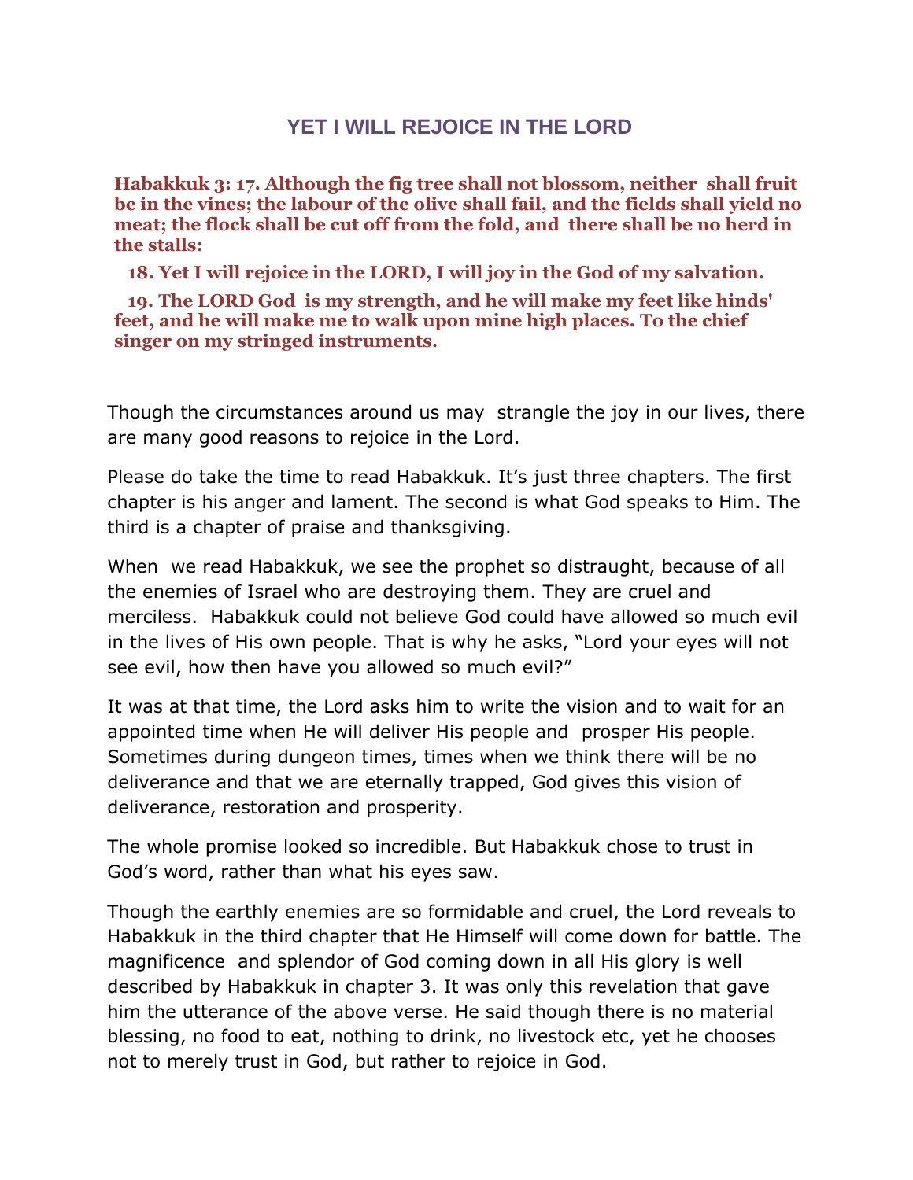# YET I WILL REJOICE IN THE LORD

**Habakkuk 3: 17. Although the fig tree shall not blossom, neither shall fruit be in the vines; the labour of the olive shall fail, and the fields shall yield no meat; the flock shall be cut off from the fold, and there shall be no herd in the stalls:**

**18. Yet I will rejoice in the LORD, I will joy in the God of my salvation.**

**19. The LORD God is my strength, and he will make my feet like hinds' feet, and he will make me to walk upon mine high places. To the chief singer on my stringed instruments.**

Though the circumstances around us may strangle the joy in our lives, there are many good reasons to rejoice in the Lord.

Please do take the time to read Habakkuk. It's just three chapters. The first chapter is his anger and lament. The second is what God speaks to Him. The third is a chapter of praise and thanksgiving.

When we read Habakkuk, we see the prophet so distraught, because of all the enemies of Israel who are destroying them. They are cruel and merciless. Habakkuk could not believe God could have allowed so much evil in the lives of His own people. That is why he asks, "Lord your eyes will not see evil, how then have you allowed so much evil?"

It was at that time, the Lord asks him to write the vision and to wait for an appointed time when He will deliver His people and prosper His people. Sometimes during dungeon times, times when we think there will be no deliverance and that we are eternally trapped, God gives this vision of deliverance, restoration and prosperity.

The whole promise looked so incredible. But Habakkuk chose to trust in God's word, rather than what his eyes saw.

Though the earthly enemies are so formidable and cruel, the Lord reveals to Habakkuk in the third chapter that He Himself will come down for battle. The magnificence and splendor of God coming down in all His glory is well described by Habakkuk in chapter 3. It was only this revelation that gave him the utterance of the above verse. He said though there is no material blessing, no food to eat, nothing to drink, no livestock etc, yet he chooses not to merely trust in God, but rather to rejoice in God.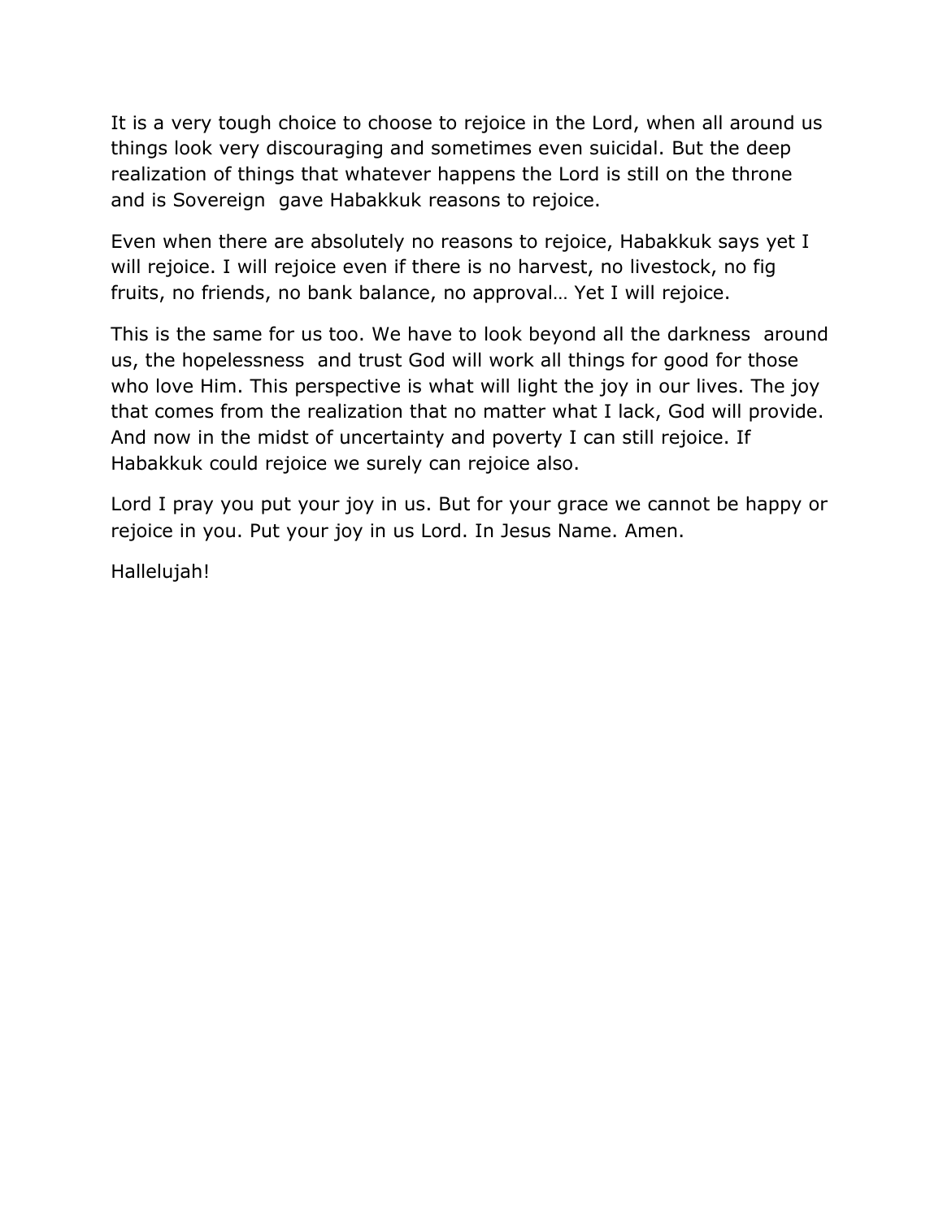It is a very tough choice to choose to rejoice in the Lord, when all around us things look very discouraging and sometimes even suicidal. But the deep realization of things that whatever happens the Lord is still on the throne and is Sovereign gave Habakkuk reasons to rejoice.

Even when there are absolutely no reasons to rejoice, Habakkuk says yet I will rejoice. I will rejoice even if there is no harvest, no livestock, no fig fruits, no friends, no bank balance, no approval… Yet I will rejoice.

This is the same for us too. We have to look beyond all the darkness around us, the hopelessness and trust God will work all things for good for those who love Him. This perspective is what will light the joy in our lives. The joy that comes from the realization that no matter what I lack, God will provide. And now in the midst of uncertainty and poverty I can still rejoice. If Habakkuk could rejoice we surely can rejoice also.

Lord I pray you put your joy in us. But for your grace we cannot be happy or rejoice in you. Put your joy in us Lord. In Jesus Name. Amen.

Hallelujah!